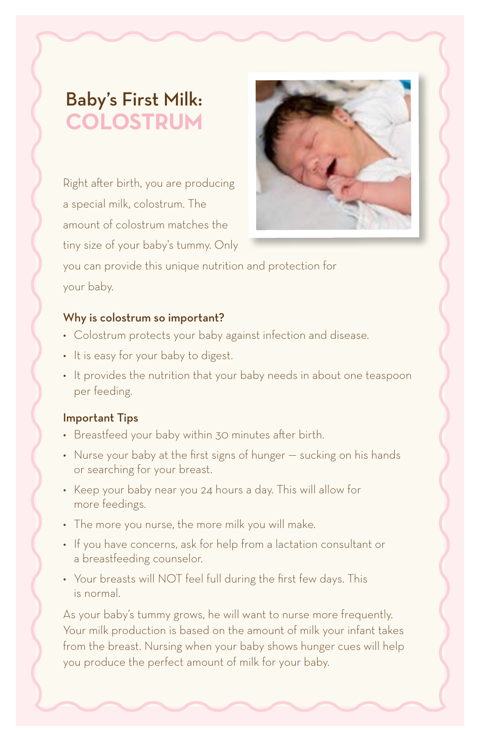# Baby's First Milk: COLOSTRUM

Right after birth, you are producing a special milk, colostrum. The amount of colostrum matches the tiny size of your baby's tummy. Only you can provide this unique nutrition and protection for your baby.

### Why is colostrum so important?

- Colostrum protects your baby against infection and disease.
- It is easy for your baby to digest.
- It provides the nutrition that your baby needs in about one teaspoon per feeding.

### Important Tips

- Breastfeed your baby within 30 minutes after birth.
- Nurse your baby at the first signs of hunger — sucking on his hands or searching for your breast.
- Keep your baby near you 24 hours a day. This will allow for more feedings.
- The more you nurse, the more milk you will make.
- If you have concerns, ask for help from a lactation consultant or a breastfeeding counselor.
- Your breasts will NOT feel full during the first few days. This is normal.

As your baby's tummy grows, he will want to nurse more frequently. Your milk production is based on the amount of milk your infant takes from the breast. Nursing when your baby shows hunger cues will help you produce the perfect amount of milk for your baby.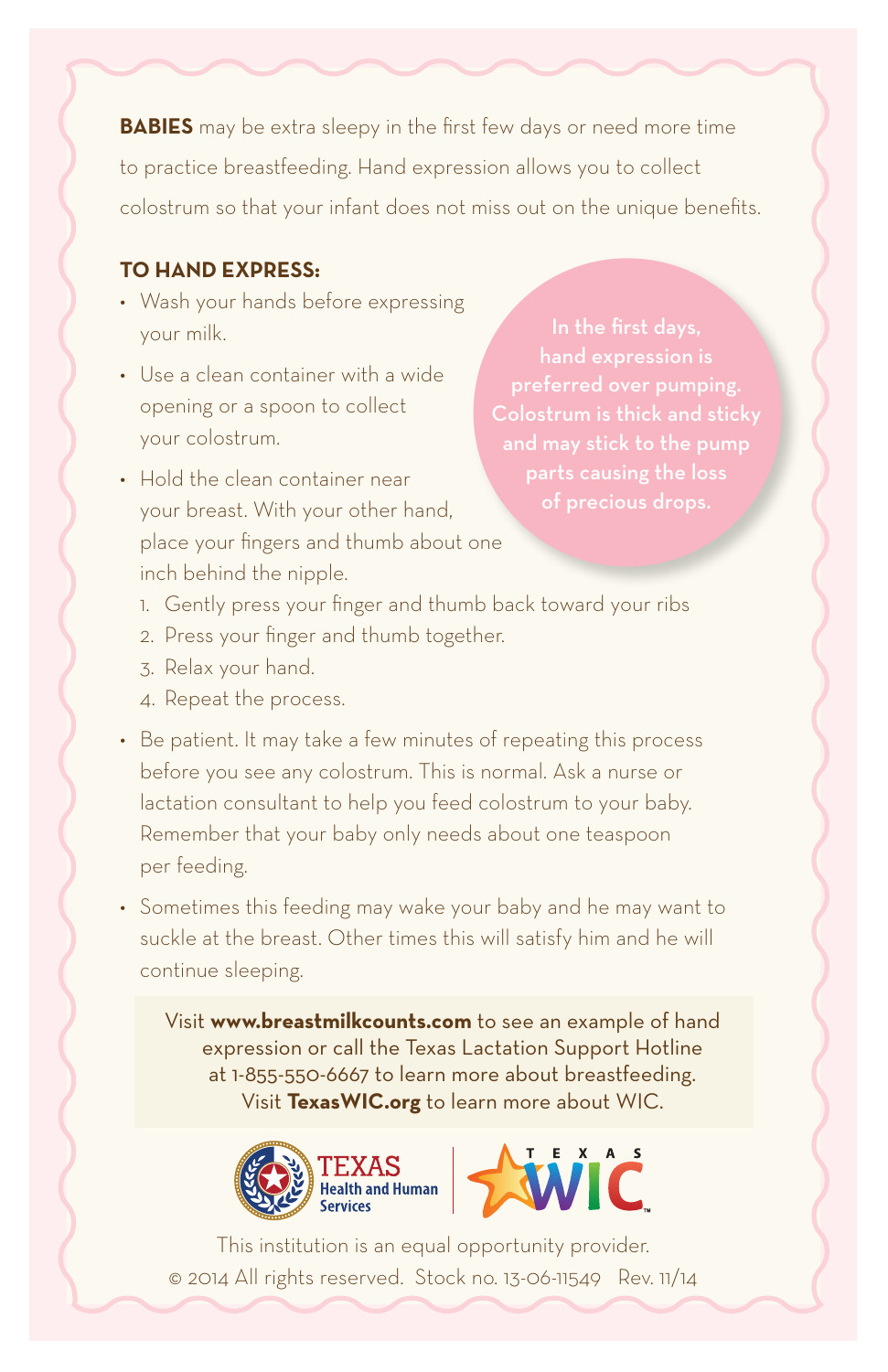**BABIES** may be extra sleepy in the first few days or need more time to practice breastfeeding. Hand expression allows you to collect colostrum so that your infant does not miss out on the unique benefits.

**TO HAND EXPRESS:**

- Wash your hands before expressing your milk.
- Use a clean container with a wide opening or a spoon to collect your colostrum.
- Hold the clean container near your breast. With your other hand, place your fingers and thumb about one inch behind the nipple.
  1. Gently press your finger and thumb back toward your ribs
  2. Press your finger and thumb together.
  3. Relax your hand.
  4. Repeat the process.
- Be patient. It may take a few minutes of repeating this process before you see any colostrum. This is normal. Ask a nurse or lactation consultant to help you feed colostrum to your baby. Remember that your baby only needs about one teaspoon per feeding.
- Sometimes this feeding may wake your baby and he may want to suckle at the breast. Other times this will satisfy him and he will continue sleeping.

In the first days, hand expression is preferred over pumping. Colostrum is thick and sticky and may stick to the pump parts causing the loss of precious drops.

Visit **www.breastmilkcounts.com** to see an example of hand expression or call the Texas Lactation Support Hotline at 1-855-550-6667 to learn more about breastfeeding. Visit **TexasWIC.org** to learn more about WIC.

TEXAS Health and Human Services | TEXAS WIC

This institution is an equal opportunity provider.
© 2014 All rights reserved. Stock no. 13-06-11549 Rev. 11/14